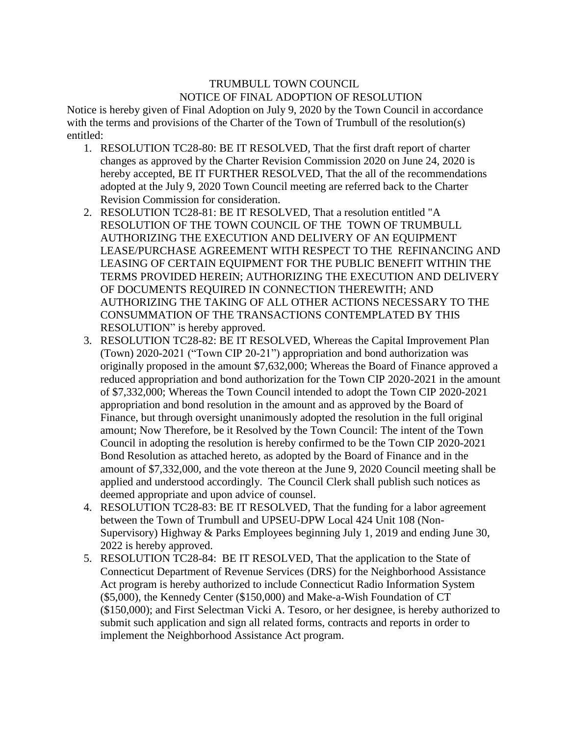# TRUMBULL TOWN COUNCIL

## NOTICE OF FINAL ADOPTION OF RESOLUTION

Notice is hereby given of Final Adoption on July 9, 2020 by the Town Council in accordance with the terms and provisions of the Charter of the Town of Trumbull of the resolution(s) entitled:

1. RESOLUTION TC28-80: BE IT RESOLVED, That the first draft report of charter changes as approved by the Charter Revision Commission 2020 on June 24, 2020 is hereby accepted, BE IT FURTHER RESOLVED, That the all of the recommendations adopted at the July 9, 2020 Town Council meeting are referred back to the Charter Revision Commission for consideration.
2. RESOLUTION TC28-81: BE IT RESOLVED, That a resolution entitled "A RESOLUTION OF THE TOWN COUNCIL OF THE TOWN OF TRUMBULL AUTHORIZING THE EXECUTION AND DELIVERY OF AN EQUIPMENT LEASE/PURCHASE AGREEMENT WITH RESPECT TO THE REFINANCING AND LEASING OF CERTAIN EQUIPMENT FOR THE PUBLIC BENEFIT WITHIN THE TERMS PROVIDED HEREIN; AUTHORIZING THE EXECUTION AND DELIVERY OF DOCUMENTS REQUIRED IN CONNECTION THEREWITH; AND AUTHORIZING THE TAKING OF ALL OTHER ACTIONS NECESSARY TO THE CONSUMMATION OF THE TRANSACTIONS CONTEMPLATED BY THIS RESOLUTION" is hereby approved.
3. RESOLUTION TC28-82: BE IT RESOLVED, Whereas the Capital Improvement Plan (Town) 2020-2021 ("Town CIP 20-21") appropriation and bond authorization was originally proposed in the amount $7,632,000; Whereas the Board of Finance approved a reduced appropriation and bond authorization for the Town CIP 2020-2021 in the amount of $7,332,000; Whereas the Town Council intended to adopt the Town CIP 2020-2021 appropriation and bond resolution in the amount and as approved by the Board of Finance, but through oversight unanimously adopted the resolution in the full original amount; Now Therefore, be it Resolved by the Town Council: The intent of the Town Council in adopting the resolution is hereby confirmed to be the Town CIP 2020-2021 Bond Resolution as attached hereto, as adopted by the Board of Finance and in the amount of $7,332,000, and the vote thereon at the June 9, 2020 Council meeting shall be applied and understood accordingly. The Council Clerk shall publish such notices as deemed appropriate and upon advice of counsel.
4. RESOLUTION TC28-83: BE IT RESOLVED, That the funding for a labor agreement between the Town of Trumbull and UPSEU-DPW Local 424 Unit 108 (Non-Supervisory) Highway & Parks Employees beginning July 1, 2019 and ending June 30, 2022 is hereby approved.
5. RESOLUTION TC28-84: BE IT RESOLVED, That the application to the State of Connecticut Department of Revenue Services (DRS) for the Neighborhood Assistance Act program is hereby authorized to include Connecticut Radio Information System ($5,000), the Kennedy Center ($150,000) and Make-a-Wish Foundation of CT ($150,000); and First Selectman Vicki A. Tesoro, or her designee, is hereby authorized to submit such application and sign all related forms, contracts and reports in order to implement the Neighborhood Assistance Act program.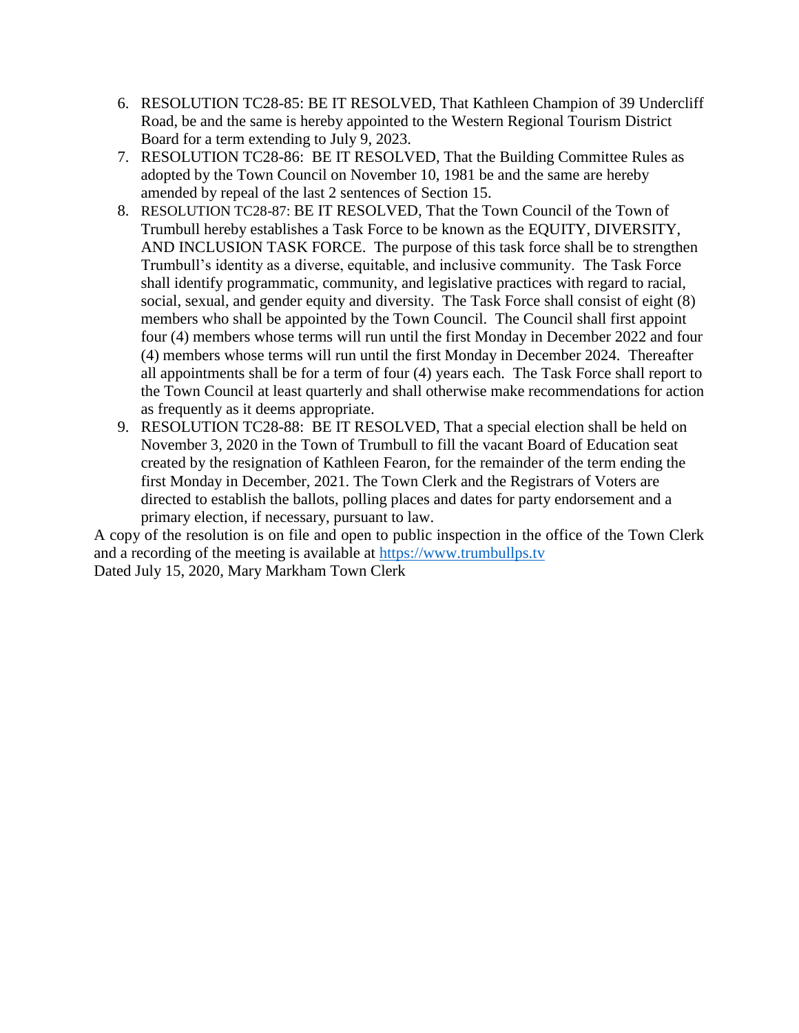6. RESOLUTION TC28-85: BE IT RESOLVED, That Kathleen Champion of 39 Undercliff Road, be and the same is hereby appointed to the Western Regional Tourism District Board for a term extending to July 9, 2023.
7. RESOLUTION TC28-86: BE IT RESOLVED, That the Building Committee Rules as adopted by the Town Council on November 10, 1981 be and the same are hereby amended by repeal of the last 2 sentences of Section 15.
8. RESOLUTION TC28-87: BE IT RESOLVED, That the Town Council of the Town of Trumbull hereby establishes a Task Force to be known as the EQUITY, DIVERSITY, AND INCLUSION TASK FORCE. The purpose of this task force shall be to strengthen Trumbull's identity as a diverse, equitable, and inclusive community. The Task Force shall identify programmatic, community, and legislative practices with regard to racial, social, sexual, and gender equity and diversity. The Task Force shall consist of eight (8) members who shall be appointed by the Town Council. The Council shall first appoint four (4) members whose terms will run until the first Monday in December 2022 and four (4) members whose terms will run until the first Monday in December 2024. Thereafter all appointments shall be for a term of four (4) years each. The Task Force shall report to the Town Council at least quarterly and shall otherwise make recommendations for action as frequently as it deems appropriate.
9. RESOLUTION TC28-88: BE IT RESOLVED, That a special election shall be held on November 3, 2020 in the Town of Trumbull to fill the vacant Board of Education seat created by the resignation of Kathleen Fearon, for the remainder of the term ending the first Monday in December, 2021. The Town Clerk and the Registrars of Voters are directed to establish the ballots, polling places and dates for party endorsement and a primary election, if necessary, pursuant to law.

A copy of the resolution is on file and open to public inspection in the office of the Town Clerk and a recording of the meeting is available at https://www.trumbullps.tv
Dated July 15, 2020, Mary Markham Town Clerk